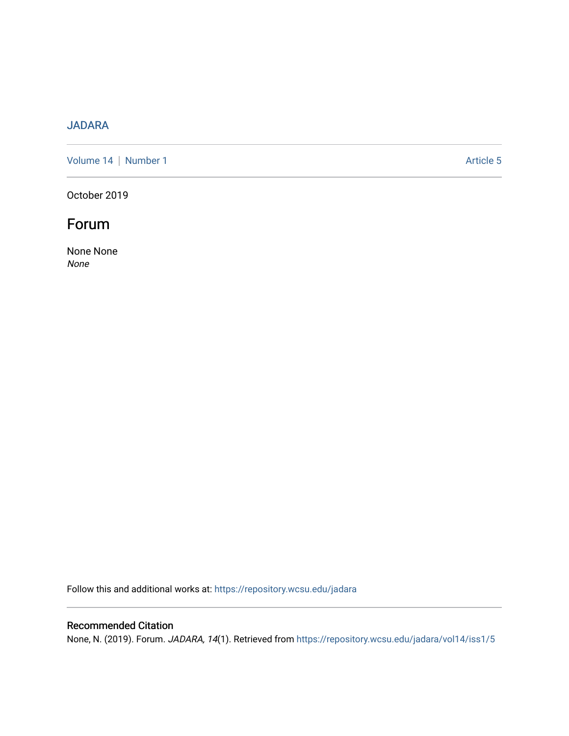JADARA

Volume 14 | Number 1 Article 5

October 2019

# Forum

None None
*None*

Follow this and additional works at: https://repository.wcsu.edu/jadara

## Recommended Citation

None, N. (2019). Forum. *JADARA, 14*(1). Retrieved from https://repository.wcsu.edu/jadara/vol14/iss1/5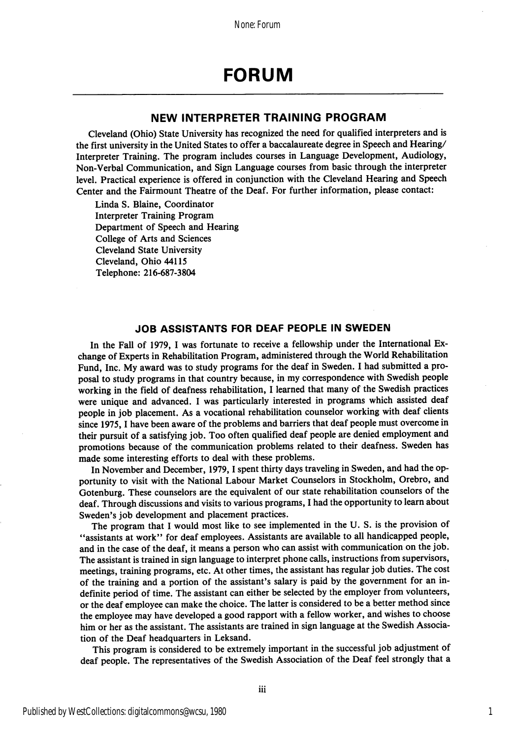# FORUM

## NEW INTERPRETER TRAINING PROGRAM

Cleveland (Ohio) State University has recognized the need for qualified interpreters and is the first university in the United States to offer a baccalaureate degree in Speech and Hearing/Interpreter Training. The program includes courses in Language Development, Audiology, Non-Verbal Communication, and Sign Language courses from basic through the interpreter level. Practical experience is offered in conjunction with the Cleveland Hearing and Speech Center and the Fairmount Theatre of the Deaf. For further information, please contact:

Linda S. Blaine, Coordinator
Interpreter Training Program
Department of Speech and Hearing
College of Arts and Sciences
Cleveland State University
Cleveland, Ohio 44115
Telephone: 216-687-3804

## JOB ASSISTANTS FOR DEAF PEOPLE IN SWEDEN

In the Fall of 1979, I was fortunate to receive a fellowship under the International Exchange of Experts in Rehabilitation Program, administered through the World Rehabilitation Fund, Inc. My award was to study programs for the deaf in Sweden. I had submitted a proposal to study programs in that country because, in my correspondence with Swedish people working in the field of deafness rehabilitation, I learned that many of the Swedish practices were unique and advanced. I was particularly interested in programs which assisted deaf people in job placement. As a vocational rehabilitation counselor working with deaf clients since 1975, I have been aware of the problems and barriers that deaf people must overcome in their pursuit of a satisfying job. Too often qualified deaf people are denied employment and promotions because of the communication problems related to their deafness. Sweden has made some interesting efforts to deal with these problems.

In November and December, 1979, I spent thirty days traveling in Sweden, and had the opportunity to visit with the National Labour Market Counselors in Stockholm, Orebro, and Gotenburg. These counselors are the equivalent of our state rehabilitation counselors of the deaf. Through discussions and visits to various programs, I had the opportunity to learn about Sweden's job development and placement practices.

The program that I would most like to see implemented in the U. S. is the provision of "assistants at work" for deaf employees. Assistants are available to all handicapped people, and in the case of the deaf, it means a person who can assist with communication on the job. The assistant is trained in sign language to interpret phone calls, instructions from supervisors, meetings, training programs, etc. At other times, the assistant has regular job duties. The cost of the training and a portion of the assistant's salary is paid by the government for an indefinite period of time. The assistant can either be selected by the employer from volunteers, or the deaf employee can make the choice. The latter is considered to be a better method since the employee may have developed a good rapport with a fellow worker, and wishes to choose him or her as the assistant. The assistants are trained in sign language at the Swedish Association of the Deaf headquarters in Leksand.

This program is considered to be extremely important in the successful job adjustment of deaf people. The representatives of the Swedish Association of the Deaf feel strongly that a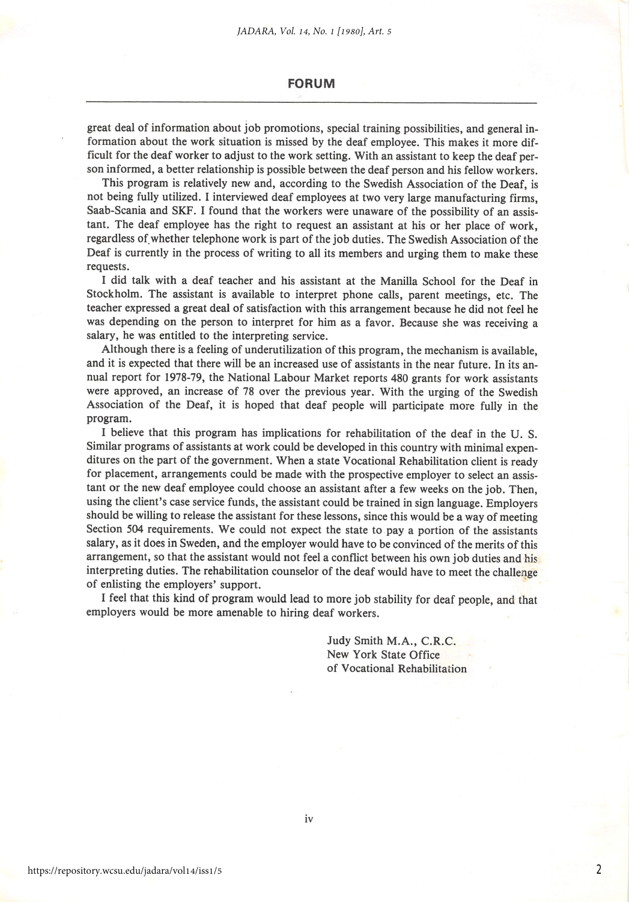## FORUM

great deal of information about job promotions, special training possibilities, and general information about the work situation is missed by the deaf employee. This makes it more difficult for the deaf worker to adjust to the work setting. With an assistant to keep the deaf person informed, a better relationship is possible between the deaf person and his fellow workers.

This program is relatively new and, according to the Swedish Association of the Deaf, is not being fully utilized. I interviewed deaf employees at two very large manufacturing firms, Saab-Scania and SKF. I found that the workers were unaware of the possibility of an assistant. The deaf employee has the right to request an assistant at his or her place of work, regardless of whether telephone work is part of the job duties. The Swedish Association of the Deaf is currently in the process of writing to all its members and urging them to make these requests.

I did talk with a deaf teacher and his assistant at the Manilla School for the Deaf in Stockholm. The assistant is available to interpret phone calls, parent meetings, etc. The teacher expressed a great deal of satisfaction with this arrangement because he did not feel he was depending on the person to interpret for him as a favor. Because she was receiving a salary, he was entitled to the interpreting service.

Although there is a feeling of underutilization of this program, the mechanism is available, and it is expected that there will be an increased use of assistants in the near future. In its annual report for 1978-79, the National Labour Market reports 480 grants for work assistants were approved, an increase of 78 over the previous year. With the urging of the Swedish Association of the Deaf, it is hoped that deaf people will participate more fully in the program.

I believe that this program has implications for rehabilitation of the deaf in the U. S. Similar programs of assistants at work could be developed in this country with minimal expenditures on the part of the government. When a state Vocational Rehabilitation client is ready for placement, arrangements could be made with the prospective employer to select an assistant or the new deaf employee could choose an assistant after a few weeks on the job. Then, using the client's case service funds, the assistant could be trained in sign language. Employers should be willing to release the assistant for these lessons, since this would be a way of meeting Section 504 requirements. We could not expect the state to pay a portion of the assistants salary, as it does in Sweden, and the employer would have to be convinced of the merits of this arrangement, so that the assistant would not feel a conflict between his own job duties and his interpreting duties. The rehabilitation counselor of the deaf would have to meet the challenge of enlisting the employers' support.

I feel that this kind of program would lead to more job stability for deaf people, and that employers would be more amenable to hiring deaf workers.

Judy Smith M.A., C.R.C.
New York State Office
of Vocational Rehabilitation